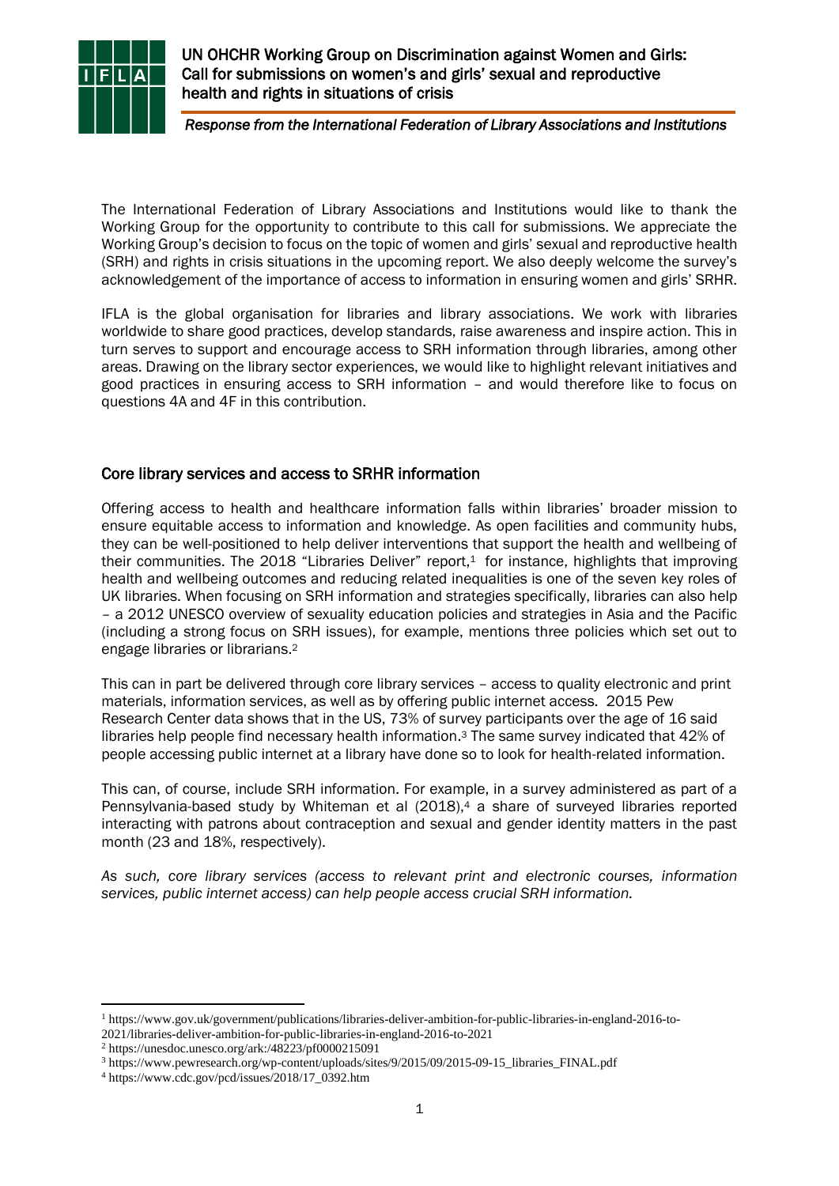# UN OHCHR Working Group on Discrimination against Women and Girls: Call for submissions on women's and girls' sexual and reproductive health and rights in situations of crisis

*Response from the International Federation of Library Associations and Institutions*

The International Federation of Library Associations and Institutions would like to thank the Working Group for the opportunity to contribute to this call for submissions. We appreciate the Working Group's decision to focus on the topic of women and girls' sexual and reproductive health (SRH) and rights in crisis situations in the upcoming report. We also deeply welcome the survey's acknowledgement of the importance of access to information in ensuring women and girls' SRHR.

IFLA is the global organisation for libraries and library associations. We work with libraries worldwide to share good practices, develop standards, raise awareness and inspire action. This in turn serves to support and encourage access to SRH information through libraries, among other areas. Drawing on the library sector experiences, we would like to highlight relevant initiatives and good practices in ensuring access to SRH information – and would therefore like to focus on questions 4A and 4F in this contribution.

## Core library services and access to SRHR information

Offering access to health and healthcare information falls within libraries' broader mission to ensure equitable access to information and knowledge. As open facilities and community hubs, they can be well-positioned to help deliver interventions that support the health and wellbeing of their communities. The 2018 "Libraries Deliver" report,[1] for instance, highlights that improving health and wellbeing outcomes and reducing related inequalities is one of the seven key roles of UK libraries. When focusing on SRH information and strategies specifically, libraries can also help – a 2012 UNESCO overview of sexuality education policies and strategies in Asia and the Pacific (including a strong focus on SRH issues), for example, mentions three policies which set out to engage libraries or librarians.[2]

This can in part be delivered through core library services – access to quality electronic and print materials, information services, as well as by offering public internet access. 2015 Pew Research Center data shows that in the US, 73% of survey participants over the age of 16 said libraries help people find necessary health information.[3] The same survey indicated that 42% of people accessing public internet at a library have done so to look for health-related information.

This can, of course, include SRH information. For example, in a survey administered as part of a Pennsylvania-based study by Whiteman et al (2018),[4] a share of surveyed libraries reported interacting with patrons about contraception and sexual and gender identity matters in the past month (23 and 18%, respectively).

*As such, core library services (access to relevant print and electronic courses, information services, public internet access) can help people access crucial SRH information.*

---

[1] https://www.gov.uk/government/publications/libraries-deliver-ambition-for-public-libraries-in-england-2016-to-2021/libraries-deliver-ambition-for-public-libraries-in-england-2016-to-2021

[2] https://unesdoc.unesco.org/ark:/48223/pf0000215091

[3] https://www.pewresearch.org/wp-content/uploads/sites/9/2015/09/2015-09-15_libraries_FINAL.pdf

[4] https://www.cdc.gov/pcd/issues/2018/17_0392.htm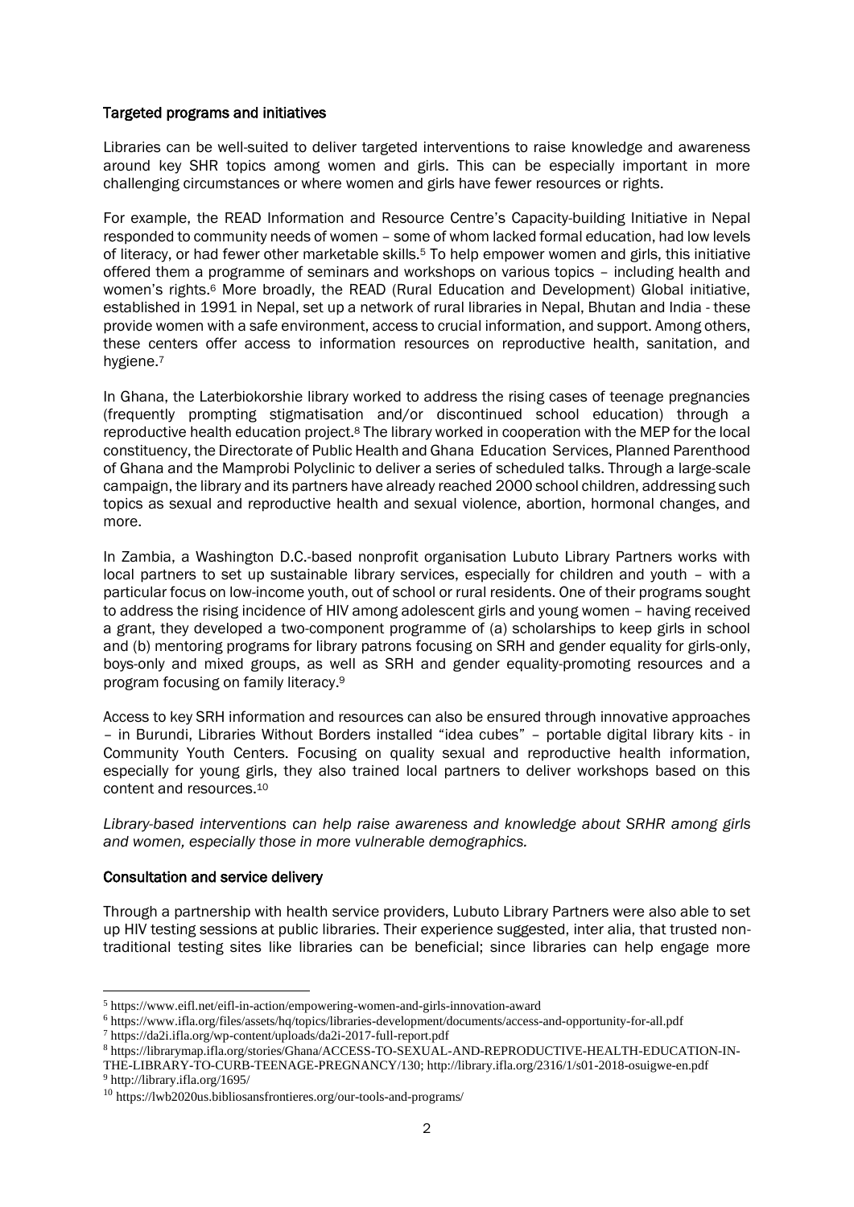### Targeted programs and initiatives

Libraries can be well-suited to deliver targeted interventions to raise knowledge and awareness around key SHR topics among women and girls. This can be especially important in more challenging circumstances or where women and girls have fewer resources or rights.

For example, the READ Information and Resource Centre's Capacity-building Initiative in Nepal responded to community needs of women – some of whom lacked formal education, had low levels of literacy, or had fewer other marketable skills.[5] To help empower women and girls, this initiative offered them a programme of seminars and workshops on various topics – including health and women's rights.[6] More broadly, the READ (Rural Education and Development) Global initiative, established in 1991 in Nepal, set up a network of rural libraries in Nepal, Bhutan and India - these provide women with a safe environment, access to crucial information, and support. Among others, these centers offer access to information resources on reproductive health, sanitation, and hygiene.[7]

In Ghana, the Laterbiokorshie library worked to address the rising cases of teenage pregnancies (frequently prompting stigmatisation and/or discontinued school education) through a reproductive health education project.[8] The library worked in cooperation with the MEP for the local constituency, the Directorate of Public Health and Ghana Education Services, Planned Parenthood of Ghana and the Mamprobi Polyclinic to deliver a series of scheduled talks. Through a large-scale campaign, the library and its partners have already reached 2000 school children, addressing such topics as sexual and reproductive health and sexual violence, abortion, hormonal changes, and more.

In Zambia, a Washington D.C.-based nonprofit organisation Lubuto Library Partners works with local partners to set up sustainable library services, especially for children and youth – with a particular focus on low-income youth, out of school or rural residents. One of their programs sought to address the rising incidence of HIV among adolescent girls and young women – having received a grant, they developed a two-component programme of (a) scholarships to keep girls in school and (b) mentoring programs for library patrons focusing on SRH and gender equality for girls-only, boys-only and mixed groups, as well as SRH and gender equality-promoting resources and a program focusing on family literacy.[9]

Access to key SRH information and resources can also be ensured through innovative approaches – in Burundi, Libraries Without Borders installed "idea cubes" – portable digital library kits - in Community Youth Centers. Focusing on quality sexual and reproductive health information, especially for young girls, they also trained local partners to deliver workshops based on this content and resources.[10]

*Library-based interventions can help raise awareness and knowledge about SRHR among girls and women, especially those in more vulnerable demographics.*

### Consultation and service delivery

Through a partnership with health service providers, Lubuto Library Partners were also able to set up HIV testing sessions at public libraries. Their experience suggested, inter alia, that trusted non-traditional testing sites like libraries can be beneficial; since libraries can help engage more

---

[5] https://www.eifl.net/eifl-in-action/empowering-women-and-girls-innovation-award

[6] https://www.ifla.org/files/assets/hq/topics/libraries-development/documents/access-and-opportunity-for-all.pdf

[7] https://da2i.ifla.org/wp-content/uploads/da2i-2017-full-report.pdf

[8] https://librarymap.ifla.org/stories/Ghana/ACCESS-TO-SEXUAL-AND-REPRODUCTIVE-HEALTH-EDUCATION-IN-THE-LIBRARY-TO-CURB-TEENAGE-PREGNANCY/130; http://library.ifla.org/2316/1/s01-2018-osuigwe-en.pdf

[9] http://library.ifla.org/1695/

[10] https://lwb2020us.bibliosansfrontieres.org/our-tools-and-programs/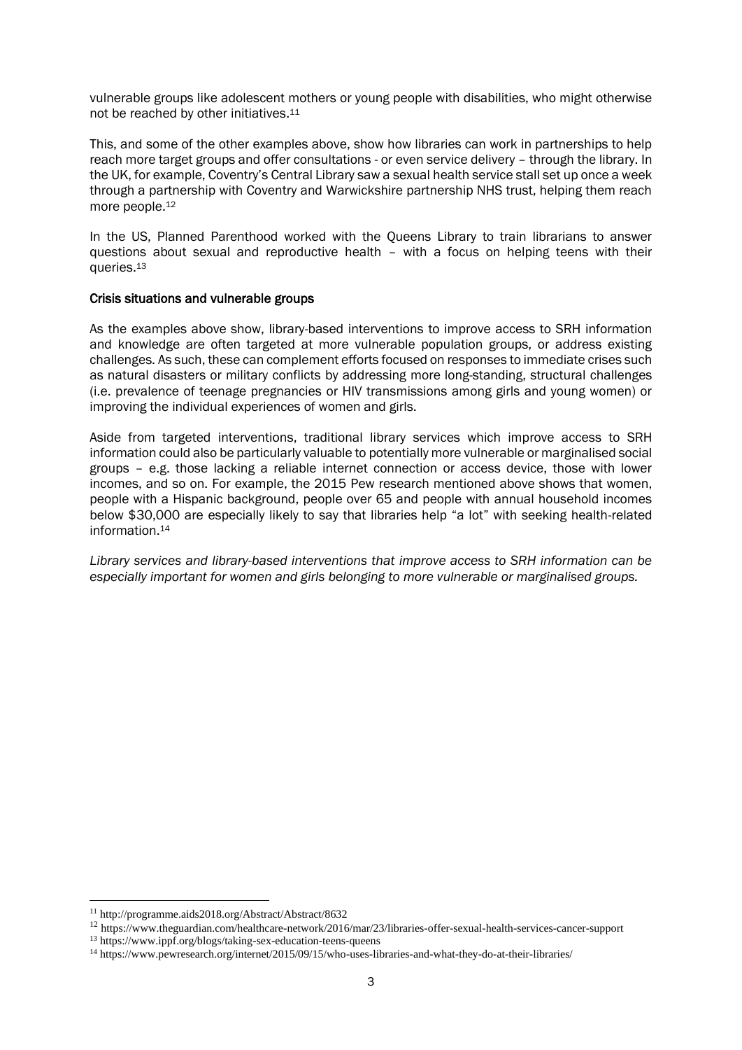vulnerable groups like adolescent mothers or young people with disabilities, who might otherwise not be reached by other initiatives.[11]

This, and some of the other examples above, show how libraries can work in partnerships to help reach more target groups and offer consultations - or even service delivery – through the library. In the UK, for example, Coventry's Central Library saw a sexual health service stall set up once a week through a partnership with Coventry and Warwickshire partnership NHS trust, helping them reach more people.[12]

In the US, Planned Parenthood worked with the Queens Library to train librarians to answer questions about sexual and reproductive health – with a focus on helping teens with their queries.[13]

#### Crisis situations and vulnerable groups

As the examples above show, library-based interventions to improve access to SRH information and knowledge are often targeted at more vulnerable population groups, or address existing challenges. As such, these can complement efforts focused on responses to immediate crises such as natural disasters or military conflicts by addressing more long-standing, structural challenges (i.e. prevalence of teenage pregnancies or HIV transmissions among girls and young women) or improving the individual experiences of women and girls.

Aside from targeted interventions, traditional library services which improve access to SRH information could also be particularly valuable to potentially more vulnerable or marginalised social groups – e.g. those lacking a reliable internet connection or access device, those with lower incomes, and so on. For example, the 2015 Pew research mentioned above shows that women, people with a Hispanic background, people over 65 and people with annual household incomes below $30,000 are especially likely to say that libraries help "a lot" with seeking health-related information.[14]

*Library services and library-based interventions that improve access to SRH information can be especially important for women and girls belonging to more vulnerable or marginalised groups.*

---

[11] http://programme.aids2018.org/Abstract/Abstract/8632

[12] https://www.theguardian.com/healthcare-network/2016/mar/23/libraries-offer-sexual-health-services-cancer-support

[13] https://www.ippf.org/blogs/taking-sex-education-teens-queens

[14] https://www.pewresearch.org/internet/2015/09/15/who-uses-libraries-and-what-they-do-at-their-libraries/